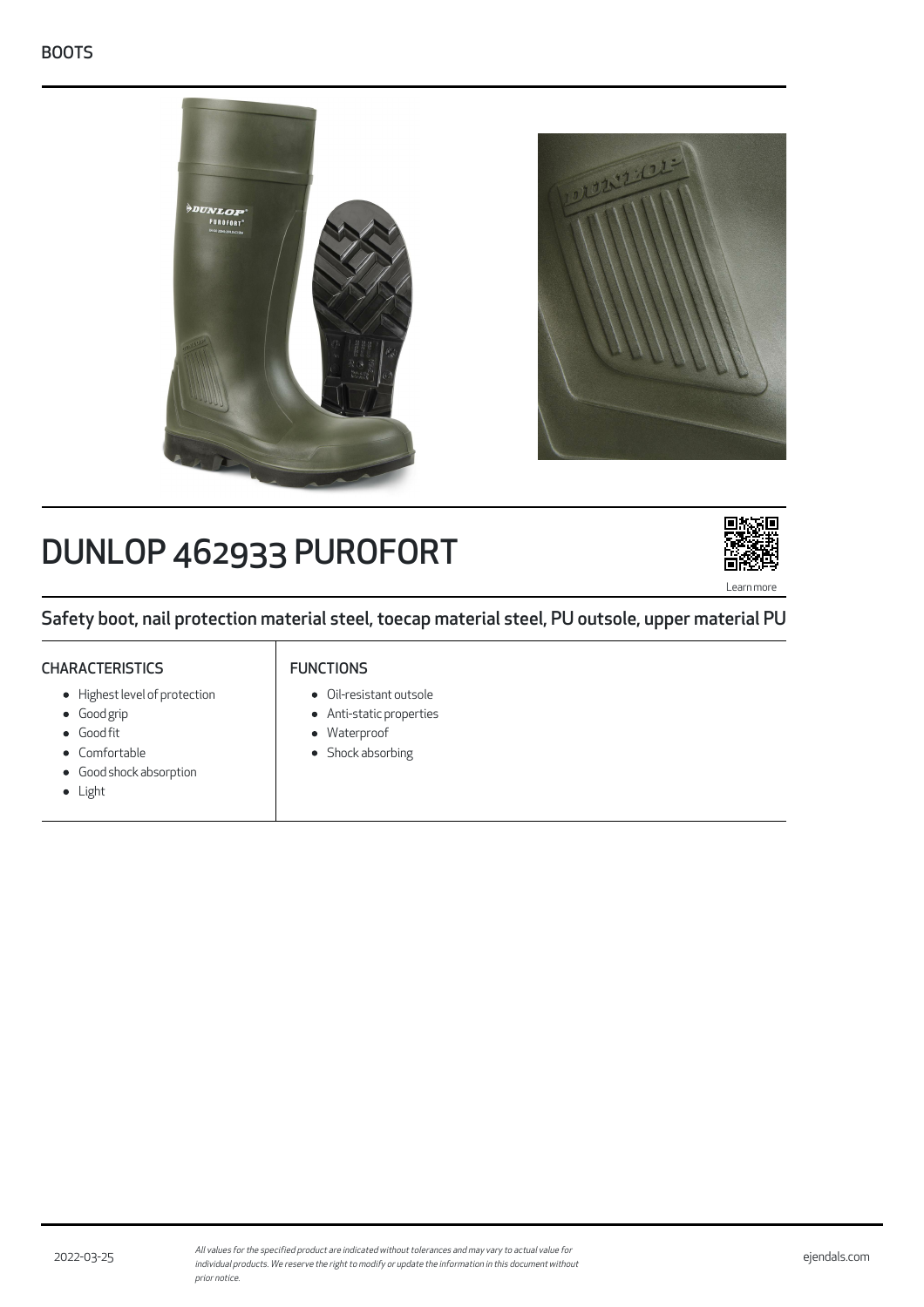BOOTS

# DUNLOP 462933 PUROFORT

Learn more

## Safety boot, nail protection material steel, toecap material steel, PU outsole, upper material PU

### CHARACTERISTICS

- Highest level of protection
- Good grip
- Good fit
- Comfortable
- Good shock absorption
- Light

### FUNCTIONS

- Oil-resistant outsole
- Anti-static properties
- Waterproof
- Shock absorbing

2022-03-25

*All values for the specified product are indicated without tolerances and may vary to actual value for individual products. We reserve the right to modify or update the information in this document without prior notice.*

ejendals.com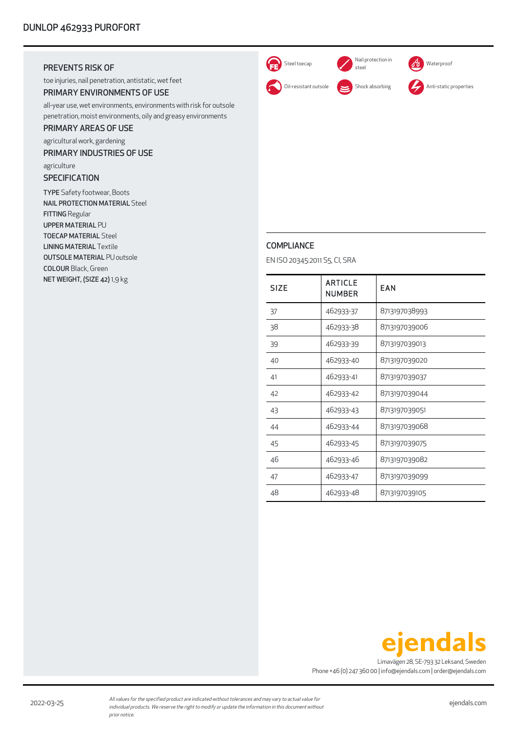# DUNLOP 462933 PUROFORT

## PREVENTS RISK OF

toe injuries, nail penetration, antistatic, wet feet

## PRIMARY ENVIRONMENTS OF USE

all-year use, wet environments, environments with risk for outsole penetration, moist environments, oily and greasy environments

## PRIMARY AREAS OF USE

agricultural work, gardening

## PRIMARY INDUSTRIES OF USE

agriculture

## SPECIFICATION

**TYPE** Safety footwear, Boots
**NAIL PROTECTION MATERIAL** Steel
**FITTING** Regular
**UPPER MATERIAL** PU
**TOECAP MATERIAL** Steel
**LINING MATERIAL** Textile
**OUTSOLE MATERIAL** PU outsole
**COLOUR** Black, Green
**NET WEIGHT, (SIZE 42)** 1,9 kg

Steel toecap
Nail protection in steel
Waterproof
Oil-resistant outsole
Shock absorbing
Anti-static properties

## COMPLIANCE

EN ISO 20345:2011 S5, CI, SRA

| SIZE | ARTICLE NUMBER | EAN |
|---|---|---|
| 37 | 462933-37 | 8713197038993 |
| 38 | 462933-38 | 8713197039006 |
| 39 | 462933-39 | 8713197039013 |
| 40 | 462933-40 | 8713197039020 |
| 41 | 462933-41 | 8713197039037 |
| 42 | 462933-42 | 8713197039044 |
| 43 | 462933-43 | 8713197039051 |
| 44 | 462933-44 | 8713197039068 |
| 45 | 462933-45 | 8713197039075 |
| 46 | 462933-46 | 8713197039082 |
| 47 | 462933-47 | 8713197039099 |
| 48 | 462933-48 | 8713197039105 |

ejendals
Limavägen 28, SE-793 32 Leksand, Sweden
Phone +46 (0) 247 360 00 | info@ejendals.com | order@ejendals.com

2022-03-25

*All values for the specified product are indicated without tolerances and may vary to actual value for individual products. We reserve the right to modify or update the information in this document without prior notice.*

ejendals.com